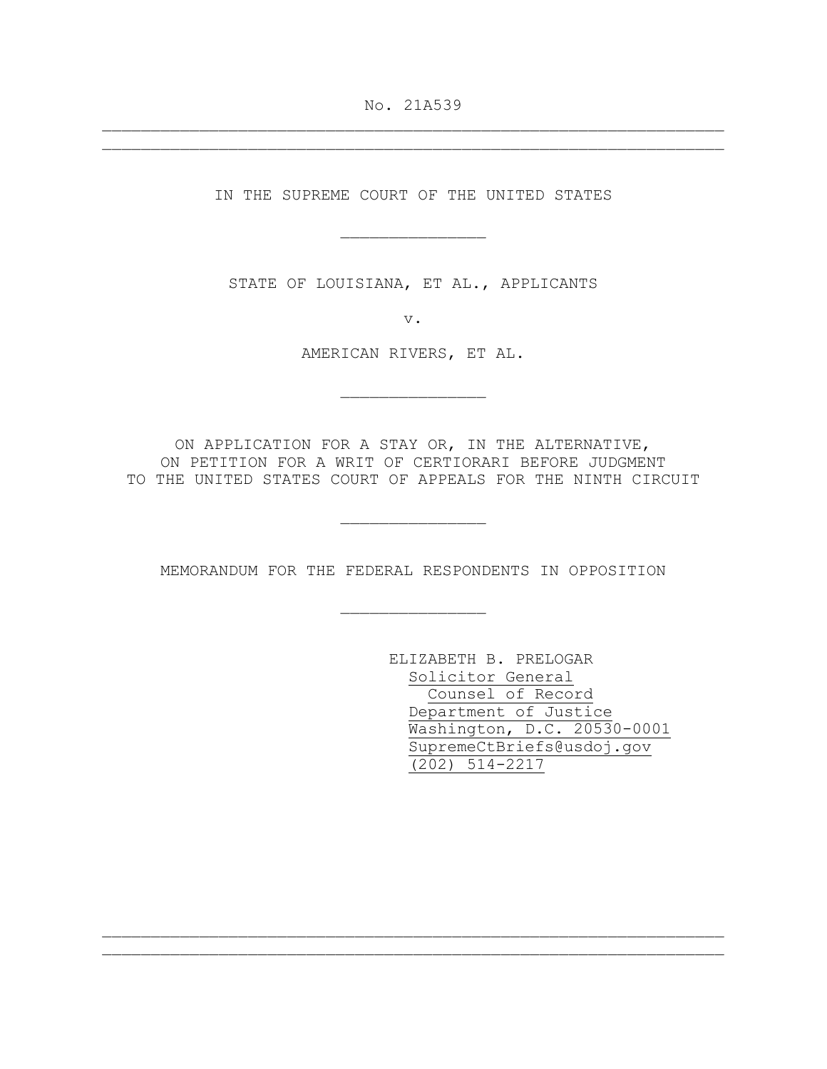No. 21A539

---

IN THE SUPREME COURT OF THE UNITED STATES

---

STATE OF LOUISIANA, ET AL., APPLICANTS

v.

AMERICAN RIVERS, ET AL.

---

ON APPLICATION FOR A STAY OR, IN THE ALTERNATIVE,
ON PETITION FOR A WRIT OF CERTIORARI BEFORE JUDGMENT
TO THE UNITED STATES COURT OF APPEALS FOR THE NINTH CIRCUIT

---

MEMORANDUM FOR THE FEDERAL RESPONDENTS IN OPPOSITION

---

ELIZABETH B. PRELOGAR
Solicitor General
Counsel of Record
Department of Justice
Washington, D.C. 20530-0001
SupremeCtBriefs@usdoj.gov
(202) 514-2217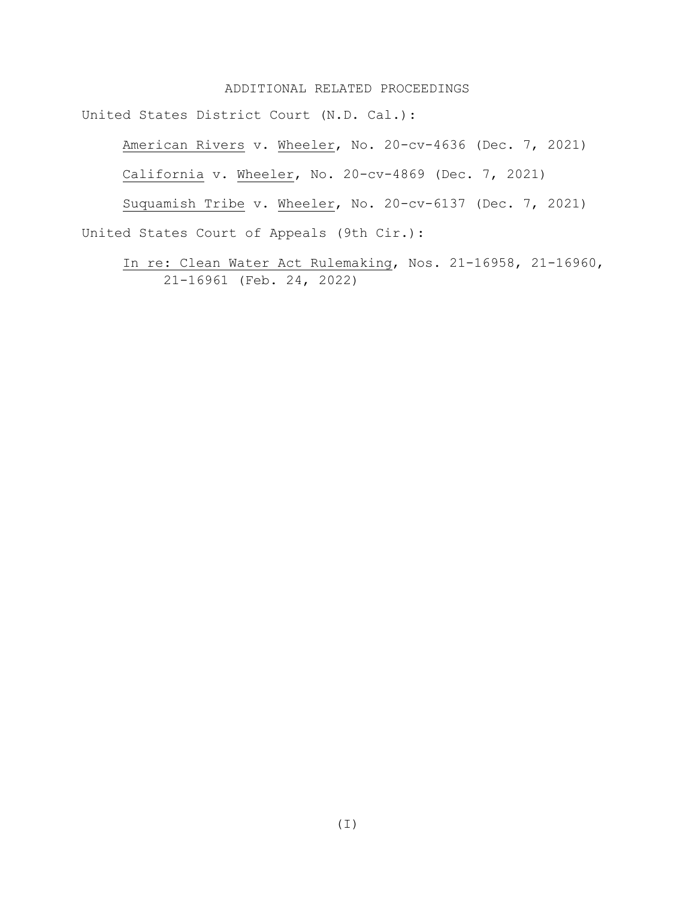# ADDITIONAL RELATED PROCEEDINGS

United States District Court (N.D. Cal.):

> American Rivers v. Wheeler, No. 20-cv-4636 (Dec. 7, 2021)
>
> California v. Wheeler, No. 20-cv-4869 (Dec. 7, 2021)
>
> Suquamish Tribe v. Wheeler, No. 20-cv-6137 (Dec. 7, 2021)

United States Court of Appeals (9th Cir.):

> In re: Clean Water Act Rulemaking, Nos. 21-16958, 21-16960, 21-16961 (Feb. 24, 2022)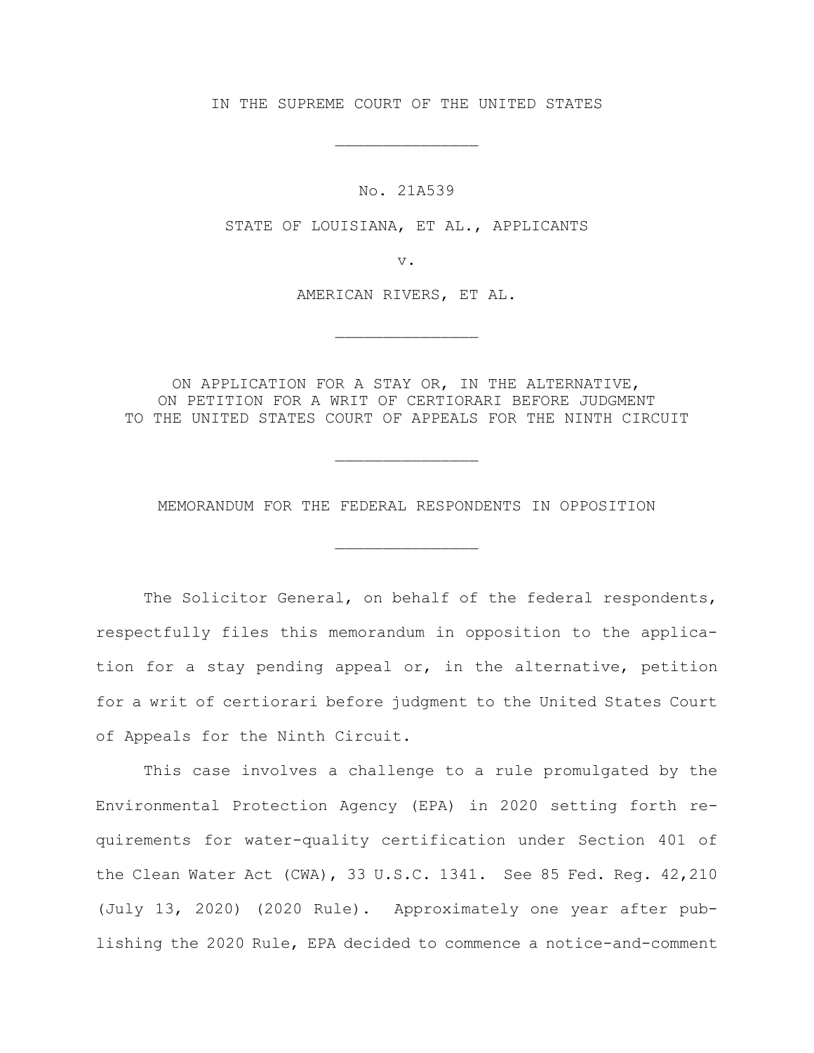IN THE SUPREME COURT OF THE UNITED STATES

_______________

No. 21A539

STATE OF LOUISIANA, ET AL., APPLICANTS

v.

AMERICAN RIVERS, ET AL.

_______________

ON APPLICATION FOR A STAY OR, IN THE ALTERNATIVE, ON PETITION FOR A WRIT OF CERTIORARI BEFORE JUDGMENT TO THE UNITED STATES COURT OF APPEALS FOR THE NINTH CIRCUIT

_______________

MEMORANDUM FOR THE FEDERAL RESPONDENTS IN OPPOSITION

_______________

The Solicitor General, on behalf of the federal respondents, respectfully files this memorandum in opposition to the application for a stay pending appeal or, in the alternative, petition for a writ of certiorari before judgment to the United States Court of Appeals for the Ninth Circuit.

This case involves a challenge to a rule promulgated by the Environmental Protection Agency (EPA) in 2020 setting forth requirements for water-quality certification under Section 401 of the Clean Water Act (CWA), 33 U.S.C. 1341. See 85 Fed. Reg. 42,210 (July 13, 2020) (2020 Rule). Approximately one year after publishing the 2020 Rule, EPA decided to commence a notice-and-comment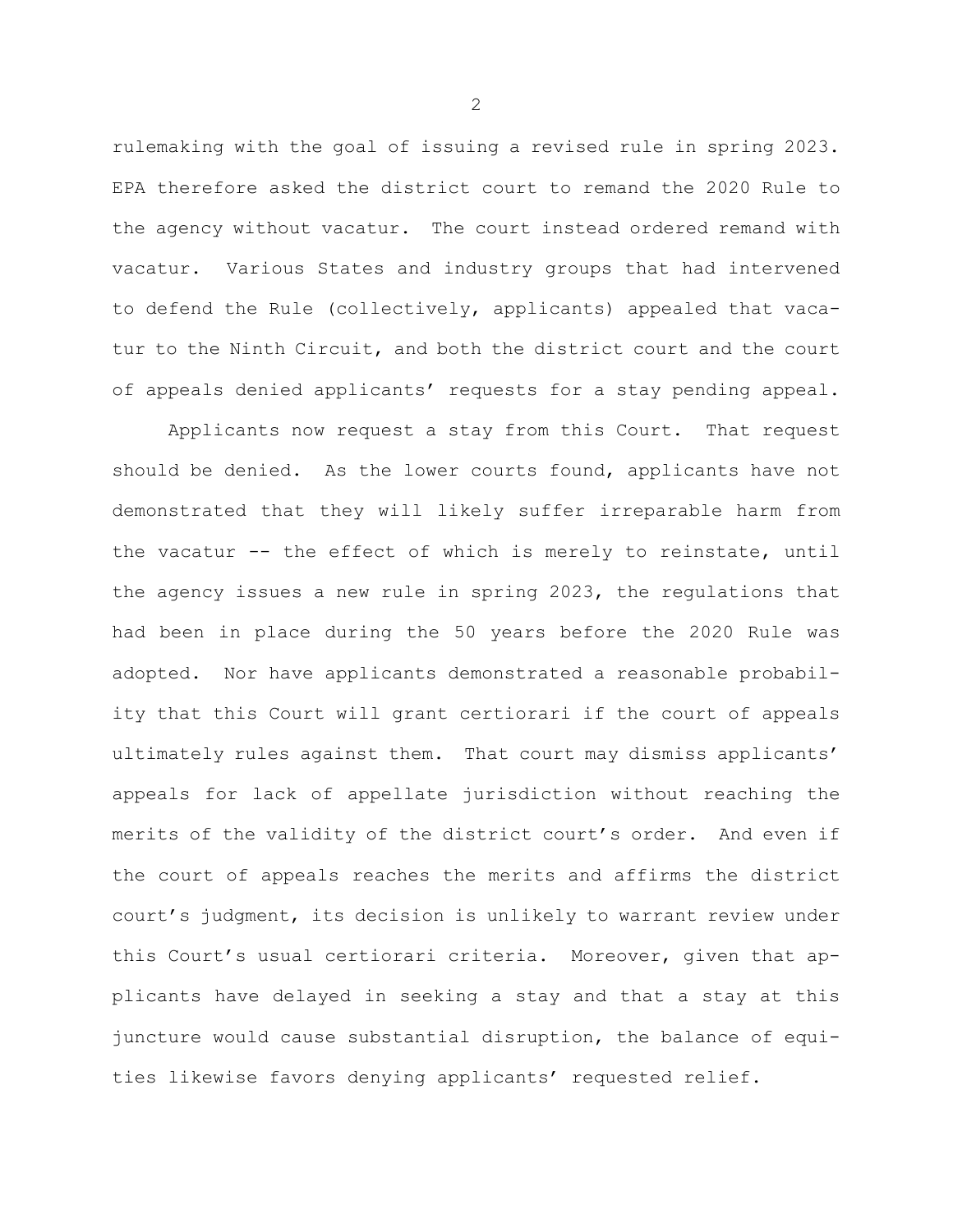rulemaking with the goal of issuing a revised rule in spring 2023. EPA therefore asked the district court to remand the 2020 Rule to the agency without vacatur. The court instead ordered remand with vacatur. Various States and industry groups that had intervened to defend the Rule (collectively, applicants) appealed that vacatur to the Ninth Circuit, and both the district court and the court of appeals denied applicants' requests for a stay pending appeal.

Applicants now request a stay from this Court. That request should be denied. As the lower courts found, applicants have not demonstrated that they will likely suffer irreparable harm from the vacatur -- the effect of which is merely to reinstate, until the agency issues a new rule in spring 2023, the regulations that had been in place during the 50 years before the 2020 Rule was adopted. Nor have applicants demonstrated a reasonable probability that this Court will grant certiorari if the court of appeals ultimately rules against them. That court may dismiss applicants' appeals for lack of appellate jurisdiction without reaching the merits of the validity of the district court's order. And even if the court of appeals reaches the merits and affirms the district court's judgment, its decision is unlikely to warrant review under this Court's usual certiorari criteria. Moreover, given that applicants have delayed in seeking a stay and that a stay at this juncture would cause substantial disruption, the balance of equities likewise favors denying applicants' requested relief.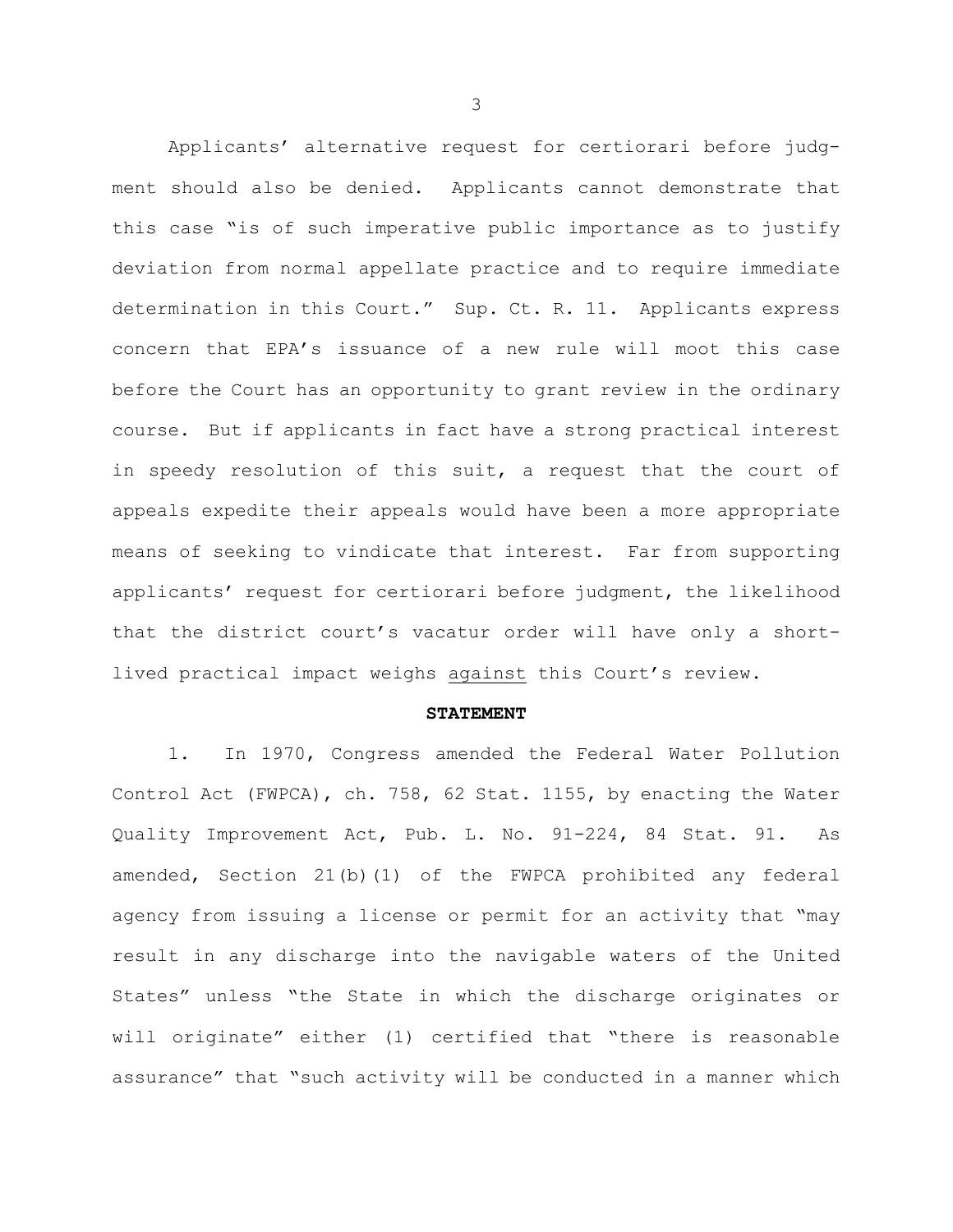Applicants' alternative request for certiorari before judgment should also be denied. Applicants cannot demonstrate that this case "is of such imperative public importance as to justify deviation from normal appellate practice and to require immediate determination in this Court." Sup. Ct. R. 11. Applicants express concern that EPA's issuance of a new rule will moot this case before the Court has an opportunity to grant review in the ordinary course. But if applicants in fact have a strong practical interest in speedy resolution of this suit, a request that the court of appeals expedite their appeals would have been a more appropriate means of seeking to vindicate that interest. Far from supporting applicants' request for certiorari before judgment, the likelihood that the district court's vacatur order will have only a short-lived practical impact weighs against this Court's review.

## STATEMENT

1. In 1970, Congress amended the Federal Water Pollution Control Act (FWPCA), ch. 758, 62 Stat. 1155, by enacting the Water Quality Improvement Act, Pub. L. No. 91-224, 84 Stat. 91. As amended, Section 21(b)(1) of the FWPCA prohibited any federal agency from issuing a license or permit for an activity that "may result in any discharge into the navigable waters of the United States" unless "the State in which the discharge originates or will originate" either (1) certified that "there is reasonable assurance" that "such activity will be conducted in a manner which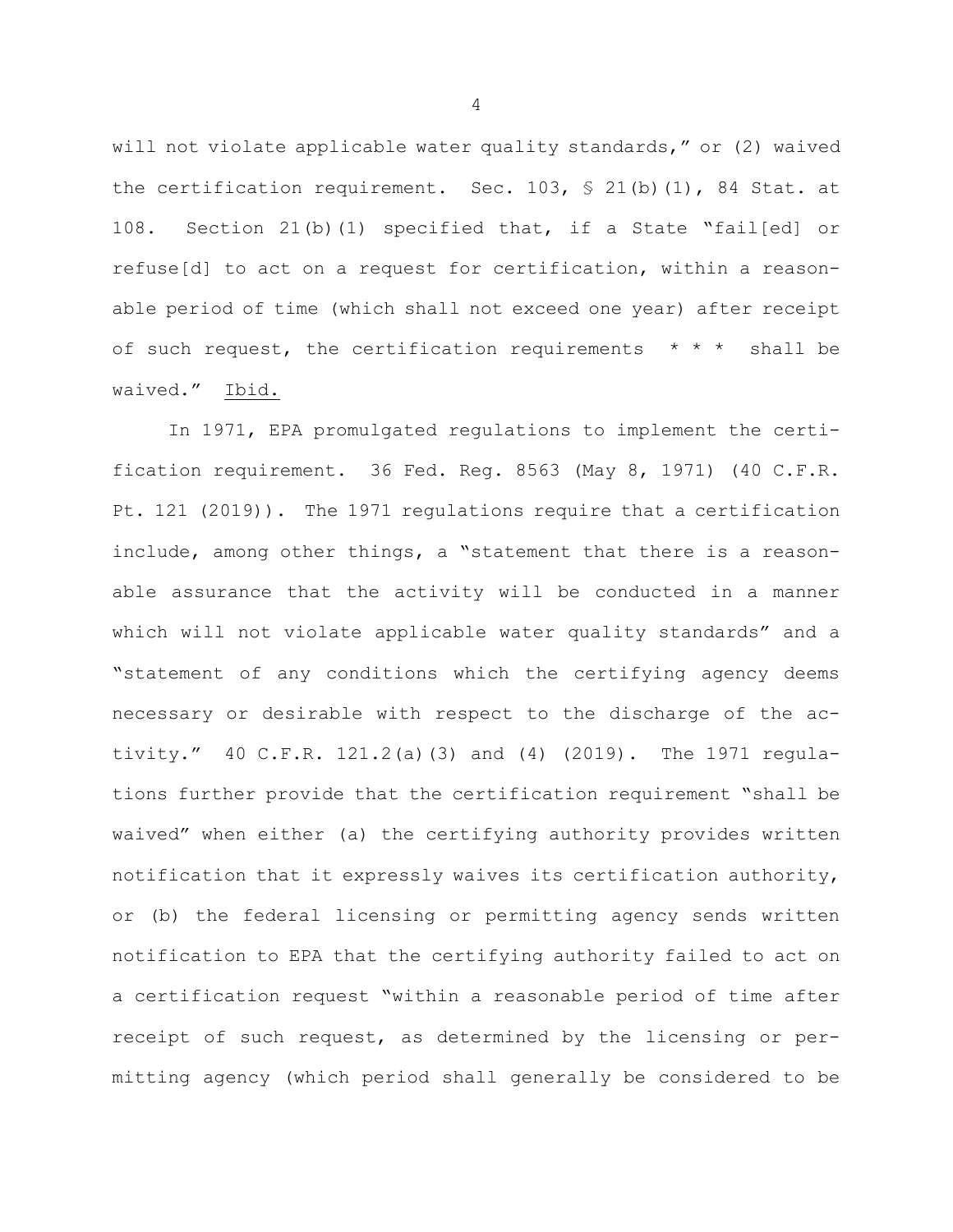will not violate applicable water quality standards," or (2) waived the certification requirement. Sec. 103, § 21(b)(1), 84 Stat. at 108. Section 21(b)(1) specified that, if a State "fail[ed] or refuse[d] to act on a request for certification, within a reasonable period of time (which shall not exceed one year) after receipt of such request, the certification requirements * * * shall be waived." Ibid.

In 1971, EPA promulgated regulations to implement the certification requirement. 36 Fed. Reg. 8563 (May 8, 1971) (40 C.F.R. Pt. 121 (2019)). The 1971 regulations require that a certification include, among other things, a "statement that there is a reasonable assurance that the activity will be conducted in a manner which will not violate applicable water quality standards" and a "statement of any conditions which the certifying agency deems necessary or desirable with respect to the discharge of the activity." 40 C.F.R. 121.2(a)(3) and (4) (2019). The 1971 regulations further provide that the certification requirement "shall be waived" when either (a) the certifying authority provides written notification that it expressly waives its certification authority, or (b) the federal licensing or permitting agency sends written notification to EPA that the certifying authority failed to act on a certification request "within a reasonable period of time after receipt of such request, as determined by the licensing or permitting agency (which period shall generally be considered to be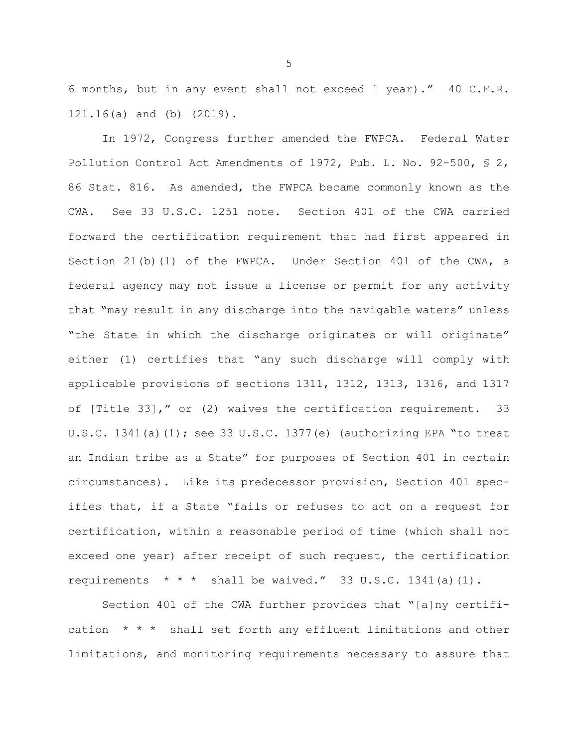6 months, but in any event shall not exceed 1 year)." 40 C.F.R. 121.16(a) and (b) (2019).

In 1972, Congress further amended the FWPCA. Federal Water Pollution Control Act Amendments of 1972, Pub. L. No. 92-500, § 2, 86 Stat. 816. As amended, the FWPCA became commonly known as the CWA. See 33 U.S.C. 1251 note. Section 401 of the CWA carried forward the certification requirement that had first appeared in Section 21(b)(1) of the FWPCA. Under Section 401 of the CWA, a federal agency may not issue a license or permit for any activity that "may result in any discharge into the navigable waters" unless "the State in which the discharge originates or will originate" either (1) certifies that "any such discharge will comply with applicable provisions of sections 1311, 1312, 1313, 1316, and 1317 of [Title 33]," or (2) waives the certification requirement. 33 U.S.C. 1341(a)(1); see 33 U.S.C. 1377(e) (authorizing EPA "to treat an Indian tribe as a State" for purposes of Section 401 in certain circumstances). Like its predecessor provision, Section 401 specifies that, if a State "fails or refuses to act on a request for certification, within a reasonable period of time (which shall not exceed one year) after receipt of such request, the certification requirements * * * shall be waived." 33 U.S.C. 1341(a)(1).

Section 401 of the CWA further provides that "[a]ny certification * * * shall set forth any effluent limitations and other limitations, and monitoring requirements necessary to assure that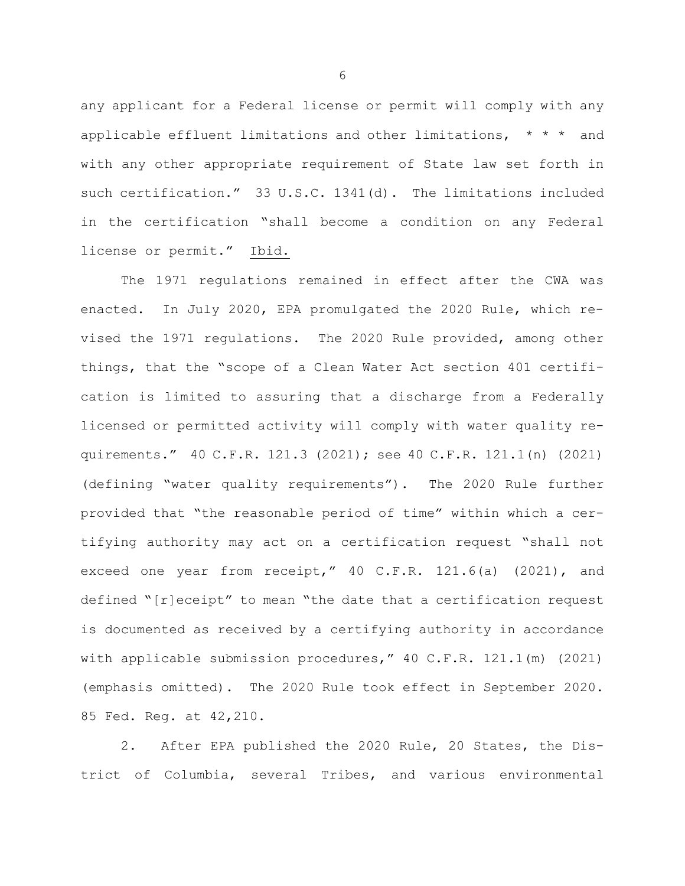any applicant for a Federal license or permit will comply with any applicable effluent limitations and other limitations, * * * and with any other appropriate requirement of State law set forth in such certification." 33 U.S.C. 1341(d). The limitations included in the certification "shall become a condition on any Federal license or permit." Ibid.

The 1971 regulations remained in effect after the CWA was enacted. In July 2020, EPA promulgated the 2020 Rule, which revised the 1971 regulations. The 2020 Rule provided, among other things, that the "scope of a Clean Water Act section 401 certification is limited to assuring that a discharge from a Federally licensed or permitted activity will comply with water quality requirements." 40 C.F.R. 121.3 (2021); see 40 C.F.R. 121.1(n) (2021) (defining "water quality requirements"). The 2020 Rule further provided that "the reasonable period of time" within which a certifying authority may act on a certification request "shall not exceed one year from receipt," 40 C.F.R. 121.6(a) (2021), and defined "[r]eceipt" to mean "the date that a certification request is documented as received by a certifying authority in accordance with applicable submission procedures," 40 C.F.R. 121.1(m) (2021) (emphasis omitted). The 2020 Rule took effect in September 2020. 85 Fed. Reg. at 42,210.

2. After EPA published the 2020 Rule, 20 States, the District of Columbia, several Tribes, and various environmental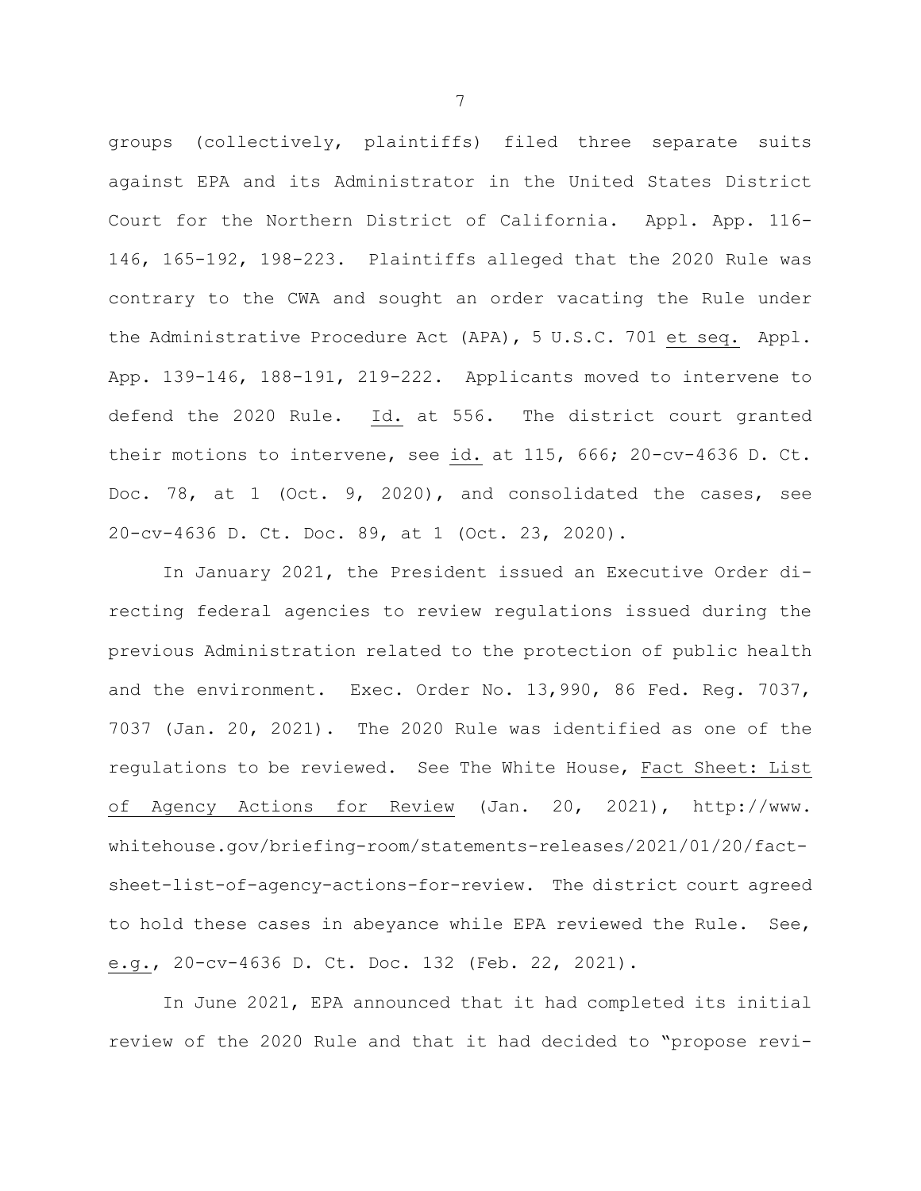groups (collectively, plaintiffs) filed three separate suits against EPA and its Administrator in the United States District Court for the Northern District of California. Appl. App. 116-146, 165-192, 198-223. Plaintiffs alleged that the 2020 Rule was contrary to the CWA and sought an order vacating the Rule under the Administrative Procedure Act (APA), 5 U.S.C. 701 et seq. Appl. App. 139-146, 188-191, 219-222. Applicants moved to intervene to defend the 2020 Rule. Id. at 556. The district court granted their motions to intervene, see id. at 115, 666; 20-cv-4636 D. Ct. Doc. 78, at 1 (Oct. 9, 2020), and consolidated the cases, see 20-cv-4636 D. Ct. Doc. 89, at 1 (Oct. 23, 2020).

In January 2021, the President issued an Executive Order directing federal agencies to review regulations issued during the previous Administration related to the protection of public health and the environment. Exec. Order No. 13,990, 86 Fed. Reg. 7037, 7037 (Jan. 20, 2021). The 2020 Rule was identified as one of the regulations to be reviewed. See The White House, Fact Sheet: List of Agency Actions for Review (Jan. 20, 2021), http://www.whitehouse.gov/briefing-room/statements-releases/2021/01/20/fact-sheet-list-of-agency-actions-for-review. The district court agreed to hold these cases in abeyance while EPA reviewed the Rule. See, e.g., 20-cv-4636 D. Ct. Doc. 132 (Feb. 22, 2021).

In June 2021, EPA announced that it had completed its initial review of the 2020 Rule and that it had decided to "propose revi-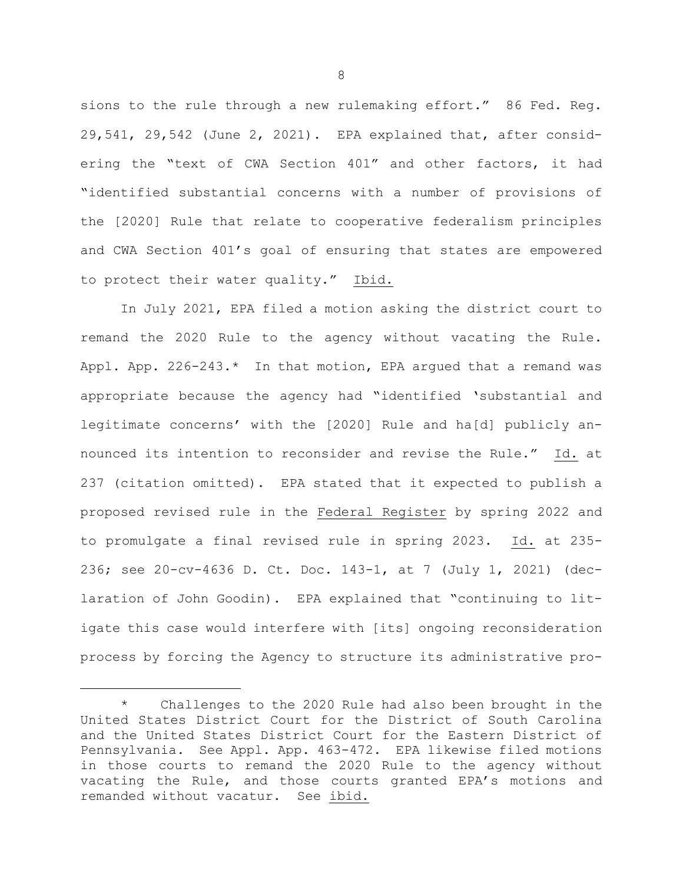sions to the rule through a new rulemaking effort." 86 Fed. Reg. 29,541, 29,542 (June 2, 2021). EPA explained that, after considering the "text of CWA Section 401" and other factors, it had "identified substantial concerns with a number of provisions of the [2020] Rule that relate to cooperative federalism principles and CWA Section 401's goal of ensuring that states are empowered to protect their water quality." Ibid.

In July 2021, EPA filed a motion asking the district court to remand the 2020 Rule to the agency without vacating the Rule. Appl. App. 226-243.* In that motion, EPA argued that a remand was appropriate because the agency had "identified 'substantial and legitimate concerns' with the [2020] Rule and ha[d] publicly announced its intention to reconsider and revise the Rule." Id. at 237 (citation omitted). EPA stated that it expected to publish a proposed revised rule in the Federal Register by spring 2022 and to promulgate a final revised rule in spring 2023. Id. at 235-236; see 20-cv-4636 D. Ct. Doc. 143-1, at 7 (July 1, 2021) (declaration of John Goodin). EPA explained that "continuing to litigate this case would interfere with [its] ongoing reconsideration process by forcing the Agency to structure its administrative pro-

---

\* Challenges to the 2020 Rule had also been brought in the United States District Court for the District of South Carolina and the United States District Court for the Eastern District of Pennsylvania. See Appl. App. 463-472. EPA likewise filed motions in those courts to remand the 2020 Rule to the agency without vacating the Rule, and those courts granted EPA's motions and remanded without vacatur. See ibid.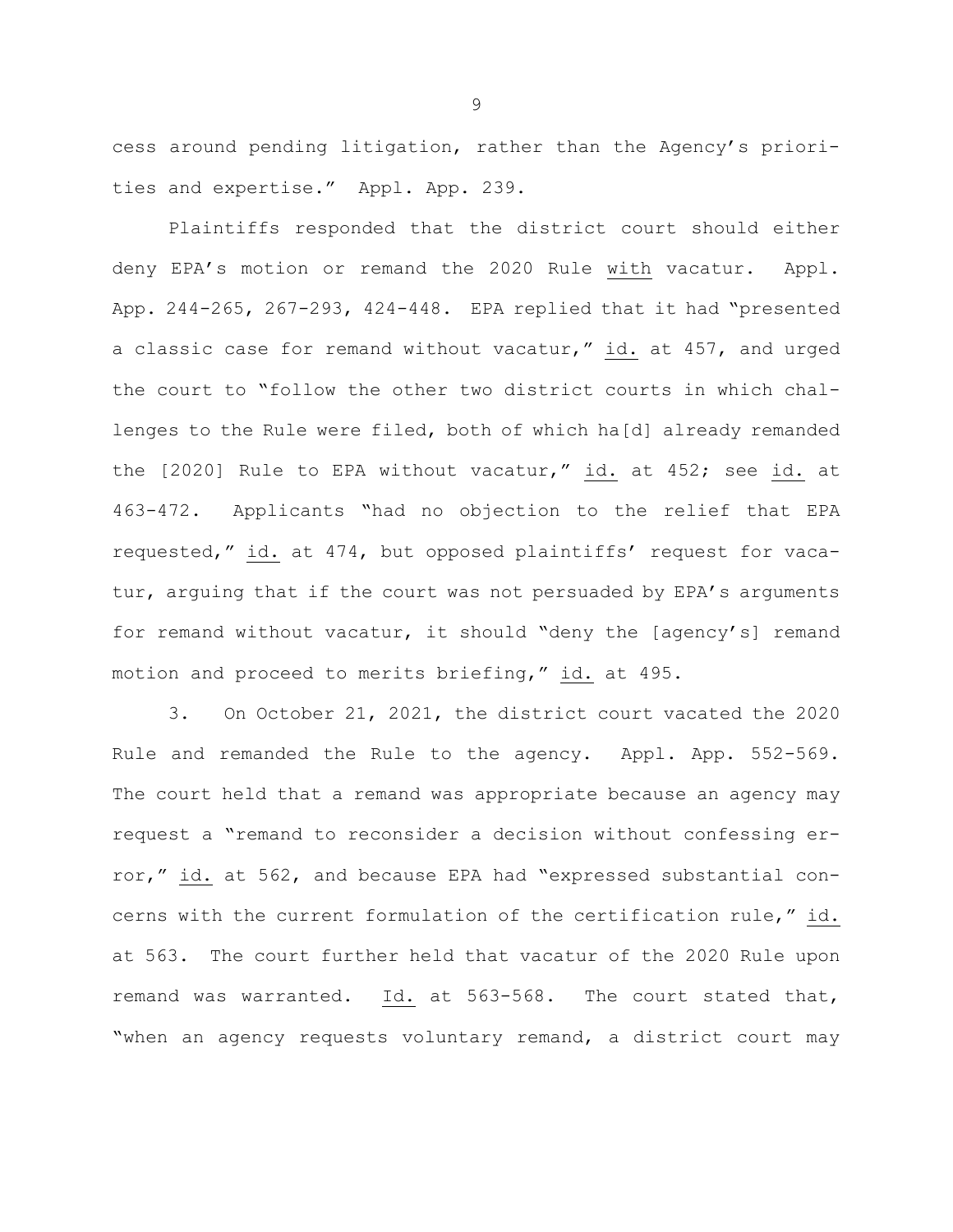cess around pending litigation, rather than the Agency's priorities and expertise." Appl. App. 239.

Plaintiffs responded that the district court should either deny EPA's motion or remand the 2020 Rule with vacatur. Appl. App. 244-265, 267-293, 424-448. EPA replied that it had "presented a classic case for remand without vacatur," id. at 457, and urged the court to "follow the other two district courts in which challenges to the Rule were filed, both of which ha[d] already remanded the [2020] Rule to EPA without vacatur," id. at 452; see id. at 463-472. Applicants "had no objection to the relief that EPA requested," id. at 474, but opposed plaintiffs' request for vacatur, arguing that if the court was not persuaded by EPA's arguments for remand without vacatur, it should "deny the [agency's] remand motion and proceed to merits briefing," id. at 495.

3. On October 21, 2021, the district court vacated the 2020 Rule and remanded the Rule to the agency. Appl. App. 552-569. The court held that a remand was appropriate because an agency may request a "remand to reconsider a decision without confessing error," id. at 562, and because EPA had "expressed substantial concerns with the current formulation of the certification rule," id. at 563. The court further held that vacatur of the 2020 Rule upon remand was warranted. Id. at 563-568. The court stated that, "when an agency requests voluntary remand, a district court may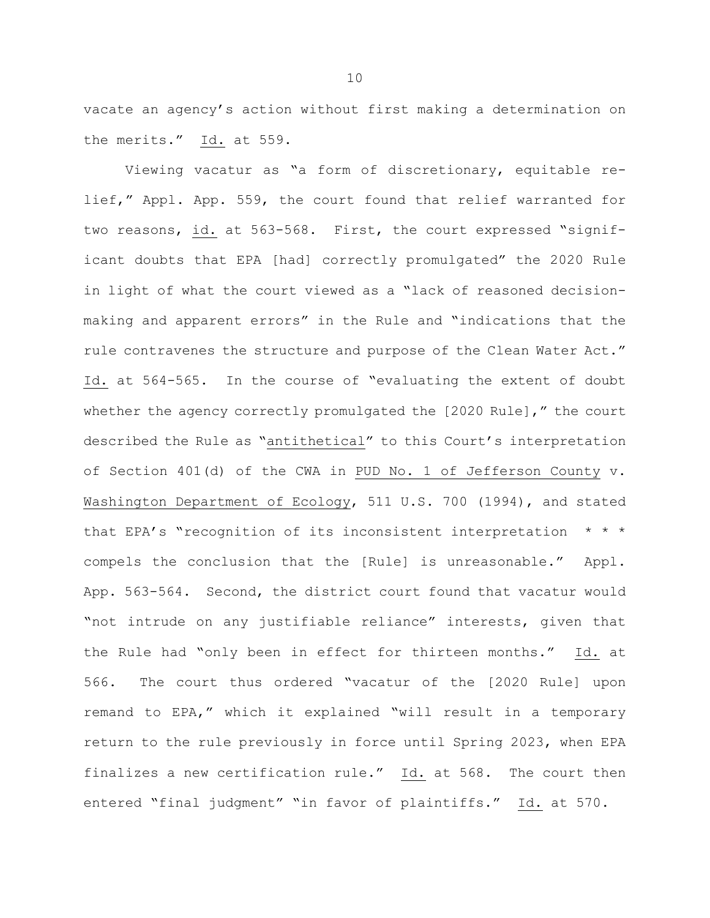vacate an agency's action without first making a determination on the merits." Id. at 559.

Viewing vacatur as "a form of discretionary, equitable relief," Appl. App. 559, the court found that relief warranted for two reasons, id. at 563-568. First, the court expressed "significant doubts that EPA [had] correctly promulgated" the 2020 Rule in light of what the court viewed as a "lack of reasoned decision-making and apparent errors" in the Rule and "indications that the rule contravenes the structure and purpose of the Clean Water Act." Id. at 564-565. In the course of "evaluating the extent of doubt whether the agency correctly promulgated the [2020 Rule]," the court described the Rule as "antithetical" to this Court's interpretation of Section 401(d) of the CWA in PUD No. 1 of Jefferson County v. Washington Department of Ecology, 511 U.S. 700 (1994), and stated that EPA's "recognition of its inconsistent interpretation * * * compels the conclusion that the [Rule] is unreasonable." Appl. App. 563-564. Second, the district court found that vacatur would "not intrude on any justifiable reliance" interests, given that the Rule had "only been in effect for thirteen months." Id. at 566. The court thus ordered "vacatur of the [2020 Rule] upon remand to EPA," which it explained "will result in a temporary return to the rule previously in force until Spring 2023, when EPA finalizes a new certification rule." Id. at 568. The court then entered "final judgment" "in favor of plaintiffs." Id. at 570.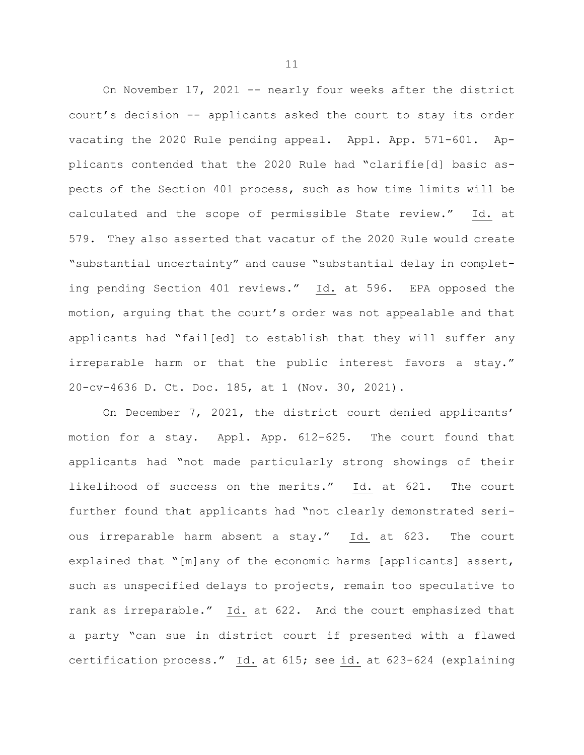On November 17, 2021 -- nearly four weeks after the district court's decision -- applicants asked the court to stay its order vacating the 2020 Rule pending appeal. Appl. App. 571-601. Applicants contended that the 2020 Rule had "clarifie[d] basic aspects of the Section 401 process, such as how time limits will be calculated and the scope of permissible State review." Id. at 579. They also asserted that vacatur of the 2020 Rule would create "substantial uncertainty" and cause "substantial delay in completing pending Section 401 reviews." Id. at 596. EPA opposed the motion, arguing that the court's order was not appealable and that applicants had "fail[ed] to establish that they will suffer any irreparable harm or that the public interest favors a stay." 20-cv-4636 D. Ct. Doc. 185, at 1 (Nov. 30, 2021).

On December 7, 2021, the district court denied applicants' motion for a stay. Appl. App. 612-625. The court found that applicants had "not made particularly strong showings of their likelihood of success on the merits." Id. at 621. The court further found that applicants had "not clearly demonstrated serious irreparable harm absent a stay." Id. at 623. The court explained that "[m]any of the economic harms [applicants] assert, such as unspecified delays to projects, remain too speculative to rank as irreparable." Id. at 622. And the court emphasized that a party "can sue in district court if presented with a flawed certification process." Id. at 615; see id. at 623-624 (explaining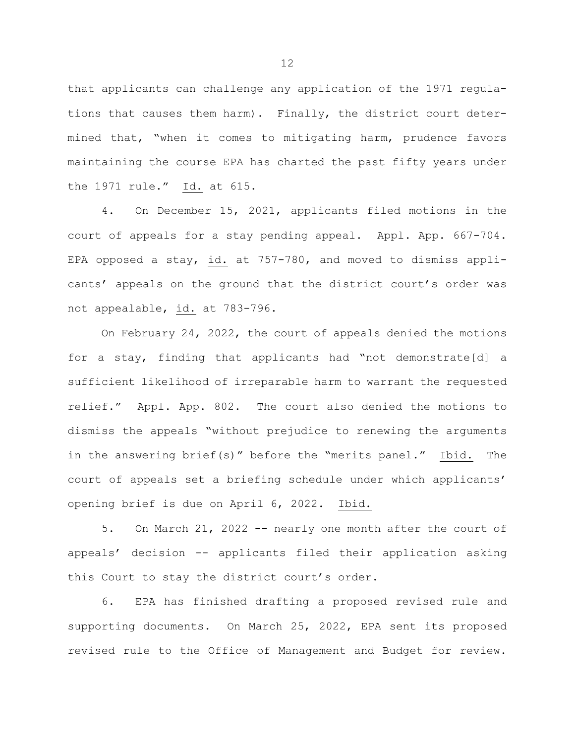that applicants can challenge any application of the 1971 regulations that causes them harm). Finally, the district court determined that, "when it comes to mitigating harm, prudence favors maintaining the course EPA has charted the past fifty years under the 1971 rule." Id. at 615.

4. On December 15, 2021, applicants filed motions in the court of appeals for a stay pending appeal. Appl. App. 667-704. EPA opposed a stay, id. at 757-780, and moved to dismiss applicants' appeals on the ground that the district court's order was not appealable, id. at 783-796.

On February 24, 2022, the court of appeals denied the motions for a stay, finding that applicants had "not demonstrate[d] a sufficient likelihood of irreparable harm to warrant the requested relief." Appl. App. 802. The court also denied the motions to dismiss the appeals "without prejudice to renewing the arguments in the answering brief(s)" before the "merits panel." Ibid. The court of appeals set a briefing schedule under which applicants' opening brief is due on April 6, 2022. Ibid.

5. On March 21, 2022 -- nearly one month after the court of appeals' decision -- applicants filed their application asking this Court to stay the district court's order.

6. EPA has finished drafting a proposed revised rule and supporting documents. On March 25, 2022, EPA sent its proposed revised rule to the Office of Management and Budget for review.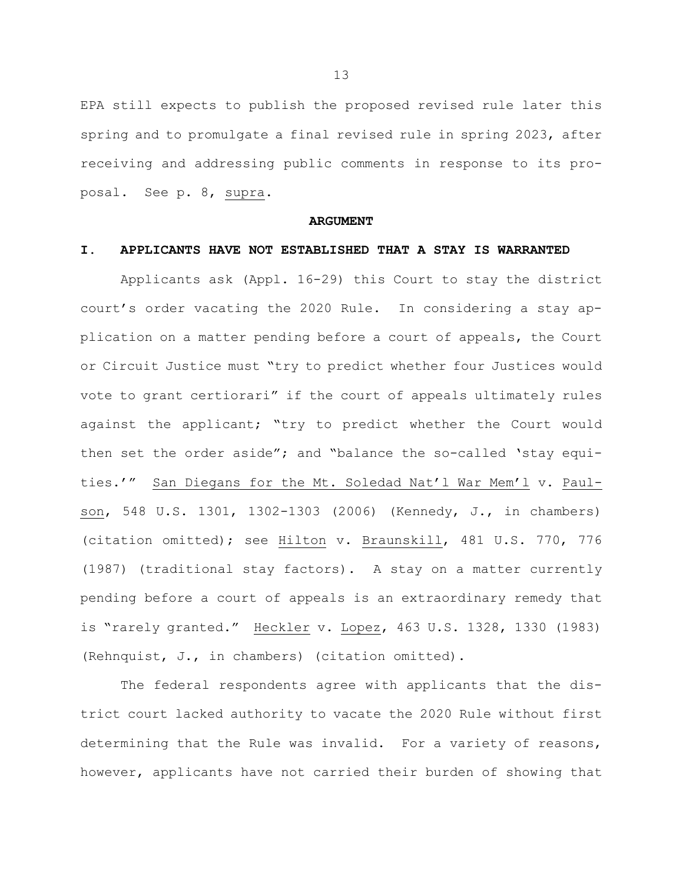EPA still expects to publish the proposed revised rule later this spring and to promulgate a final revised rule in spring 2023, after receiving and addressing public comments in response to its proposal. See p. 8, supra.

## ARGUMENT

### I. APPLICANTS HAVE NOT ESTABLISHED THAT A STAY IS WARRANTED

Applicants ask (Appl. 16-29) this Court to stay the district court's order vacating the 2020 Rule. In considering a stay application on a matter pending before a court of appeals, the Court or Circuit Justice must "try to predict whether four Justices would vote to grant certiorari" if the court of appeals ultimately rules against the applicant; "try to predict whether the Court would then set the order aside"; and "balance the so-called 'stay equities.'" San Diegans for the Mt. Soledad Nat'l War Mem'l v. Paulson, 548 U.S. 1301, 1302-1303 (2006) (Kennedy, J., in chambers) (citation omitted); see Hilton v. Braunskill, 481 U.S. 770, 776 (1987) (traditional stay factors). A stay on a matter currently pending before a court of appeals is an extraordinary remedy that is "rarely granted." Heckler v. Lopez, 463 U.S. 1328, 1330 (1983) (Rehnquist, J., in chambers) (citation omitted).

The federal respondents agree with applicants that the district court lacked authority to vacate the 2020 Rule without first determining that the Rule was invalid. For a variety of reasons, however, applicants have not carried their burden of showing that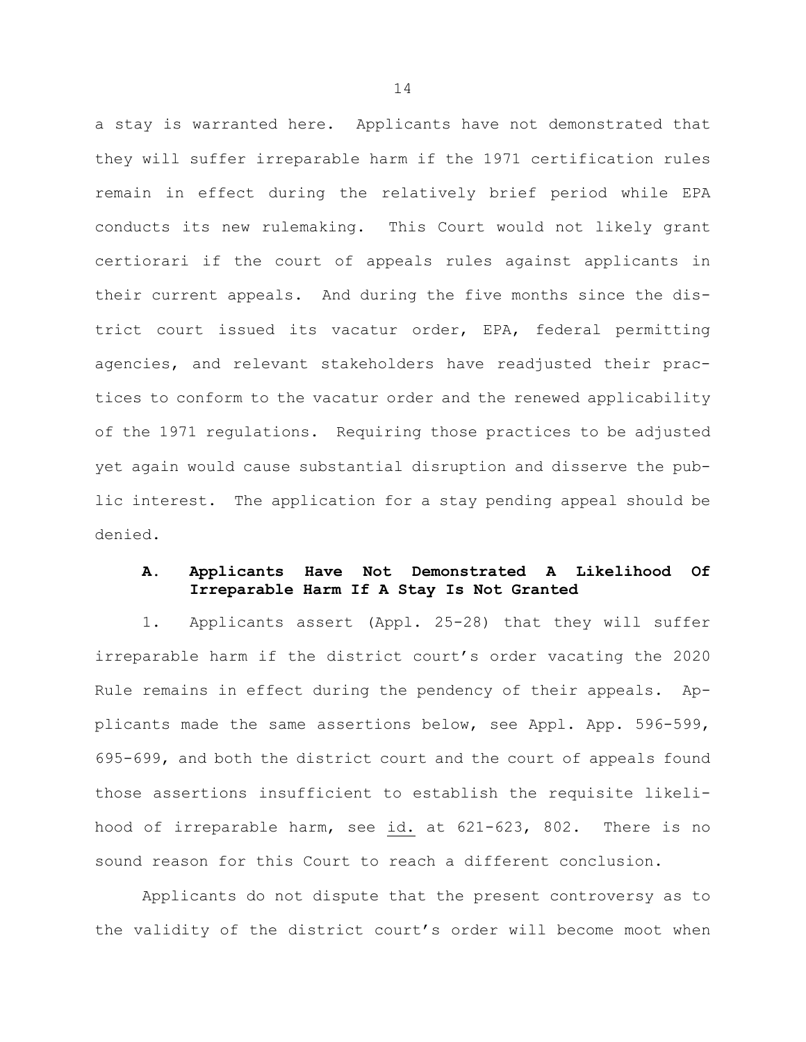a stay is warranted here. Applicants have not demonstrated that they will suffer irreparable harm if the 1971 certification rules remain in effect during the relatively brief period while EPA conducts its new rulemaking. This Court would not likely grant certiorari if the court of appeals rules against applicants in their current appeals. And during the five months since the district court issued its vacatur order, EPA, federal permitting agencies, and relevant stakeholders have readjusted their practices to conform to the vacatur order and the renewed applicability of the 1971 regulations. Requiring those practices to be adjusted yet again would cause substantial disruption and disserve the public interest. The application for a stay pending appeal should be denied.

### A. Applicants Have Not Demonstrated A Likelihood Of Irreparable Harm If A Stay Is Not Granted

1. Applicants assert (Appl. 25-28) that they will suffer irreparable harm if the district court's order vacating the 2020 Rule remains in effect during the pendency of their appeals. Applicants made the same assertions below, see Appl. App. 596-599, 695-699, and both the district court and the court of appeals found those assertions insufficient to establish the requisite likelihood of irreparable harm, see <u>id.</u> at 621-623, 802. There is no sound reason for this Court to reach a different conclusion.

Applicants do not dispute that the present controversy as to the validity of the district court's order will become moot when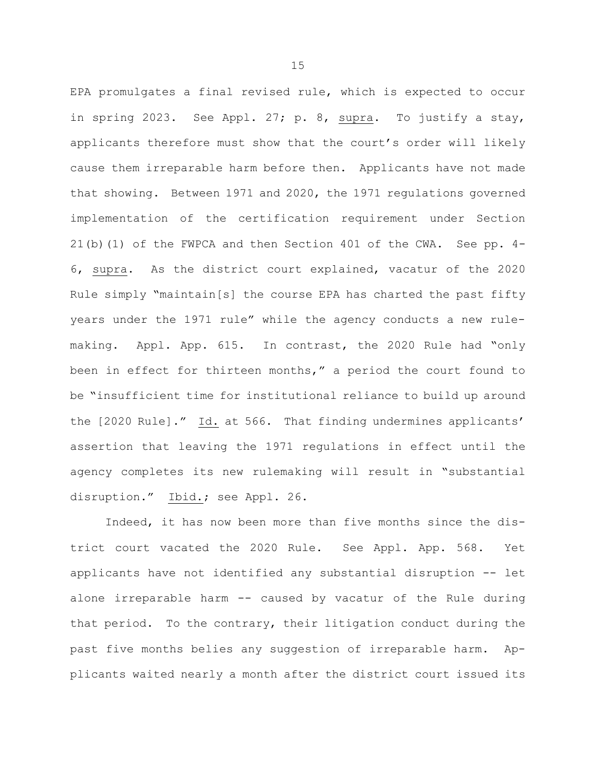EPA promulgates a final revised rule, which is expected to occur in spring 2023. See Appl. 27; p. 8, supra. To justify a stay, applicants therefore must show that the court's order will likely cause them irreparable harm before then. Applicants have not made that showing. Between 1971 and 2020, the 1971 regulations governed implementation of the certification requirement under Section 21(b)(1) of the FWPCA and then Section 401 of the CWA. See pp. 4-6, supra. As the district court explained, vacatur of the 2020 Rule simply "maintain[s] the course EPA has charted the past fifty years under the 1971 rule" while the agency conducts a new rule-making. Appl. App. 615. In contrast, the 2020 Rule had "only been in effect for thirteen months," a period the court found to be "insufficient time for institutional reliance to build up around the [2020 Rule]." Id. at 566. That finding undermines applicants' assertion that leaving the 1971 regulations in effect until the agency completes its new rulemaking will result in "substantial disruption." Ibid.; see Appl. 26.

Indeed, it has now been more than five months since the district court vacated the 2020 Rule. See Appl. App. 568. Yet applicants have not identified any substantial disruption -- let alone irreparable harm -- caused by vacatur of the Rule during that period. To the contrary, their litigation conduct during the past five months belies any suggestion of irreparable harm. Applicants waited nearly a month after the district court issued its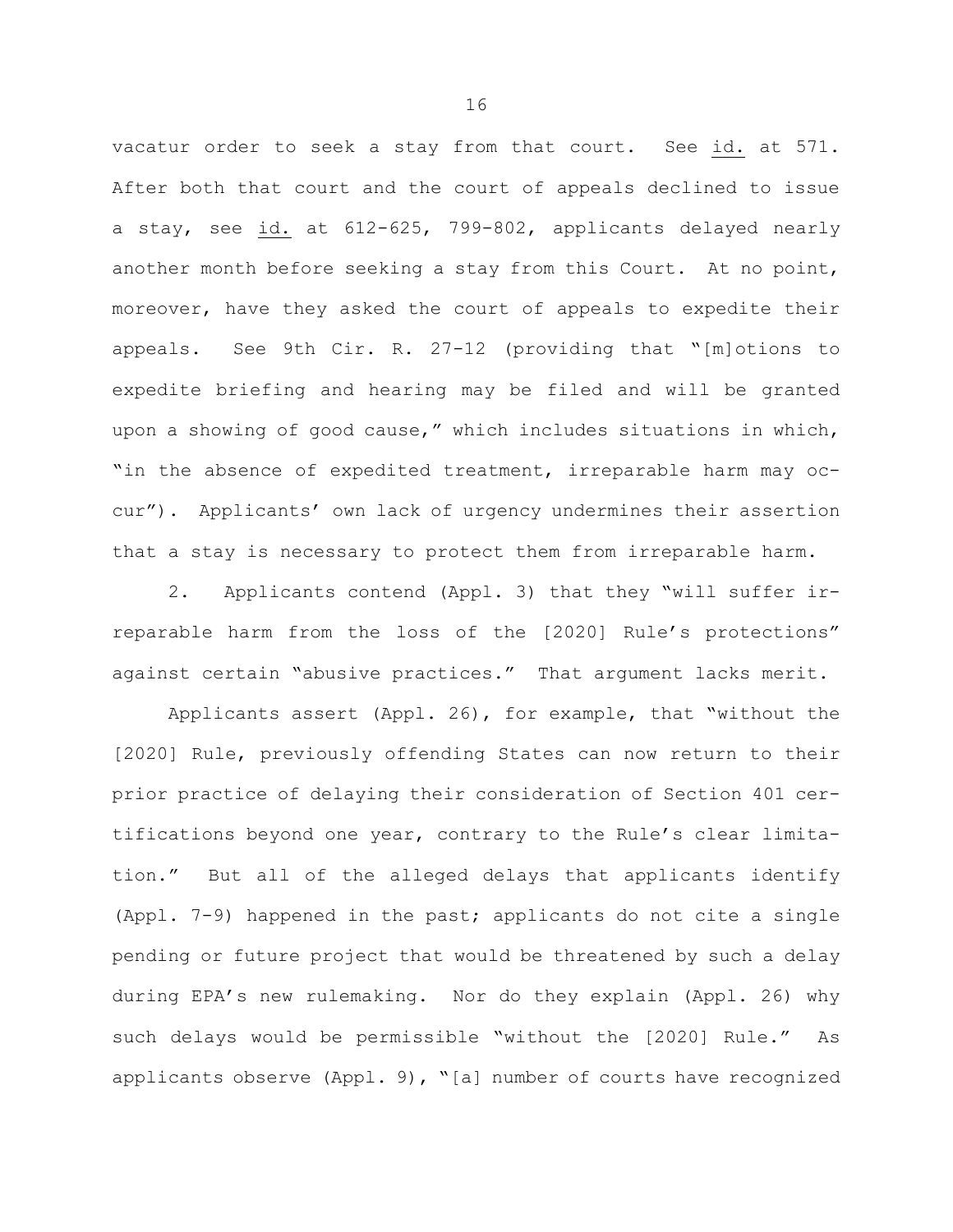vacatur order to seek a stay from that court. See id. at 571. After both that court and the court of appeals declined to issue a stay, see id. at 612-625, 799-802, applicants delayed nearly another month before seeking a stay from this Court. At no point, moreover, have they asked the court of appeals to expedite their appeals. See 9th Cir. R. 27-12 (providing that "[m]otions to expedite briefing and hearing may be filed and will be granted upon a showing of good cause," which includes situations in which, "in the absence of expedited treatment, irreparable harm may occur"). Applicants' own lack of urgency undermines their assertion that a stay is necessary to protect them from irreparable harm.

2. Applicants contend (Appl. 3) that they "will suffer irreparable harm from the loss of the [2020] Rule's protections" against certain "abusive practices." That argument lacks merit.

Applicants assert (Appl. 26), for example, that "without the [2020] Rule, previously offending States can now return to their prior practice of delaying their consideration of Section 401 certifications beyond one year, contrary to the Rule's clear limitation." But all of the alleged delays that applicants identify (Appl. 7-9) happened in the past; applicants do not cite a single pending or future project that would be threatened by such a delay during EPA's new rulemaking. Nor do they explain (Appl. 26) why such delays would be permissible "without the [2020] Rule." As applicants observe (Appl. 9), "[a] number of courts have recognized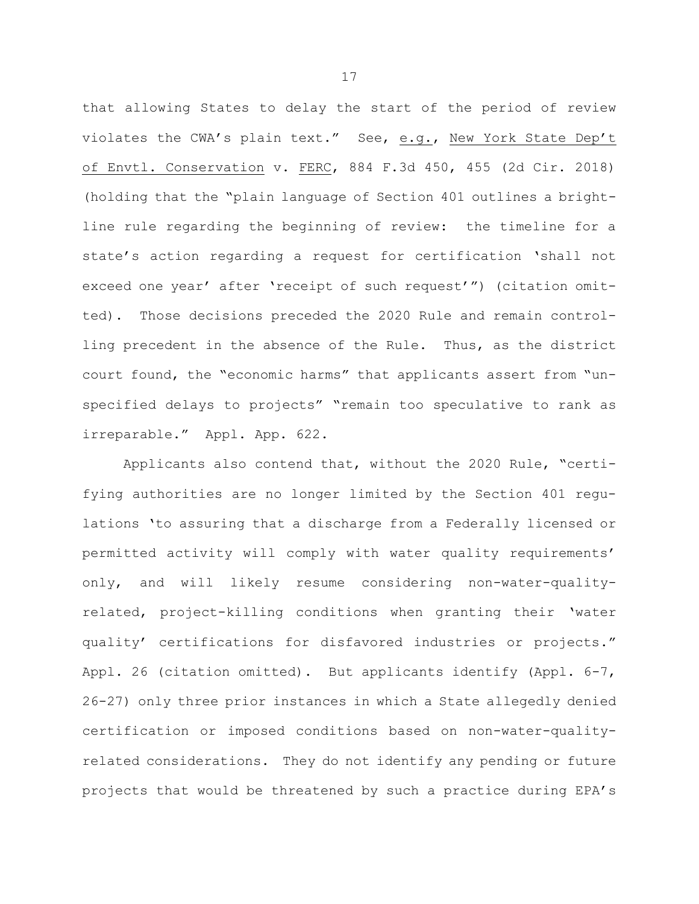that allowing States to delay the start of the period of review violates the CWA's plain text." See, e.g., New York State Dep't of Envtl. Conservation v. FERC, 884 F.3d 450, 455 (2d Cir. 2018) (holding that the "plain language of Section 401 outlines a bright-line rule regarding the beginning of review: the timeline for a state's action regarding a request for certification 'shall not exceed one year' after 'receipt of such request'") (citation omitted). Those decisions preceded the 2020 Rule and remain controlling precedent in the absence of the Rule. Thus, as the district court found, the "economic harms" that applicants assert from "unspecified delays to projects" "remain too speculative to rank as irreparable." Appl. App. 622.

Applicants also contend that, without the 2020 Rule, "certifying authorities are no longer limited by the Section 401 regulations 'to assuring that a discharge from a Federally licensed or permitted activity will comply with water quality requirements' only, and will likely resume considering non-water-quality-related, project-killing conditions when granting their 'water quality' certifications for disfavored industries or projects." Appl. 26 (citation omitted). But applicants identify (Appl. 6-7, 26-27) only three prior instances in which a State allegedly denied certification or imposed conditions based on non-water-quality-related considerations. They do not identify any pending or future projects that would be threatened by such a practice during EPA's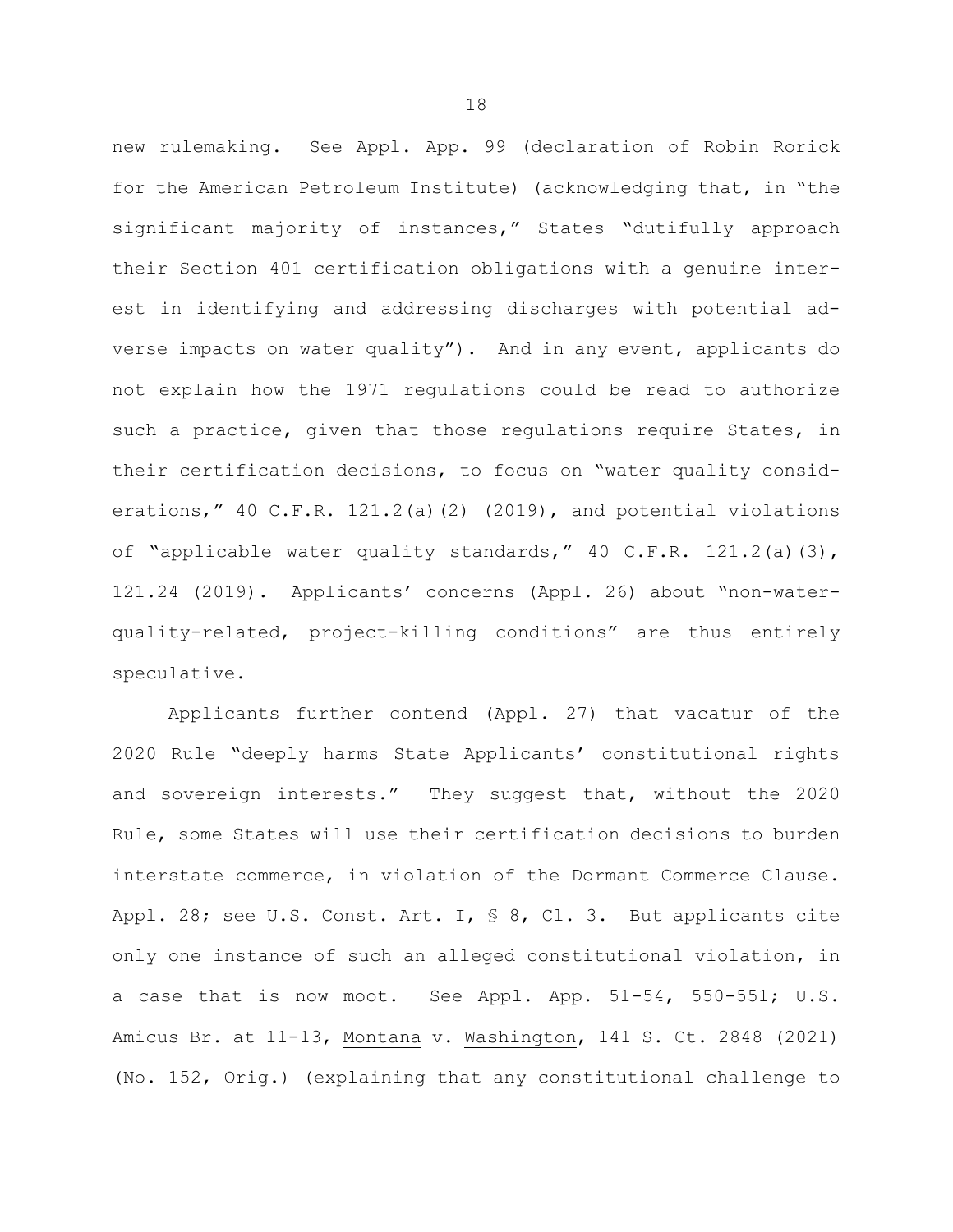new rulemaking. See Appl. App. 99 (declaration of Robin Rorick for the American Petroleum Institute) (acknowledging that, in "the significant majority of instances," States "dutifully approach their Section 401 certification obligations with a genuine interest in identifying and addressing discharges with potential adverse impacts on water quality"). And in any event, applicants do not explain how the 1971 regulations could be read to authorize such a practice, given that those regulations require States, in their certification decisions, to focus on "water quality considerations," 40 C.F.R. 121.2(a)(2) (2019), and potential violations of "applicable water quality standards," 40 C.F.R. 121.2(a)(3), 121.24 (2019). Applicants' concerns (Appl. 26) about "non-water-quality-related, project-killing conditions" are thus entirely speculative.

Applicants further contend (Appl. 27) that vacatur of the 2020 Rule "deeply harms State Applicants' constitutional rights and sovereign interests." They suggest that, without the 2020 Rule, some States will use their certification decisions to burden interstate commerce, in violation of the Dormant Commerce Clause. Appl. 28; see U.S. Const. Art. I, § 8, Cl. 3. But applicants cite only one instance of such an alleged constitutional violation, in a case that is now moot. See Appl. App. 51-54, 550-551; U.S. Amicus Br. at 11-13, Montana v. Washington, 141 S. Ct. 2848 (2021) (No. 152, Orig.) (explaining that any constitutional challenge to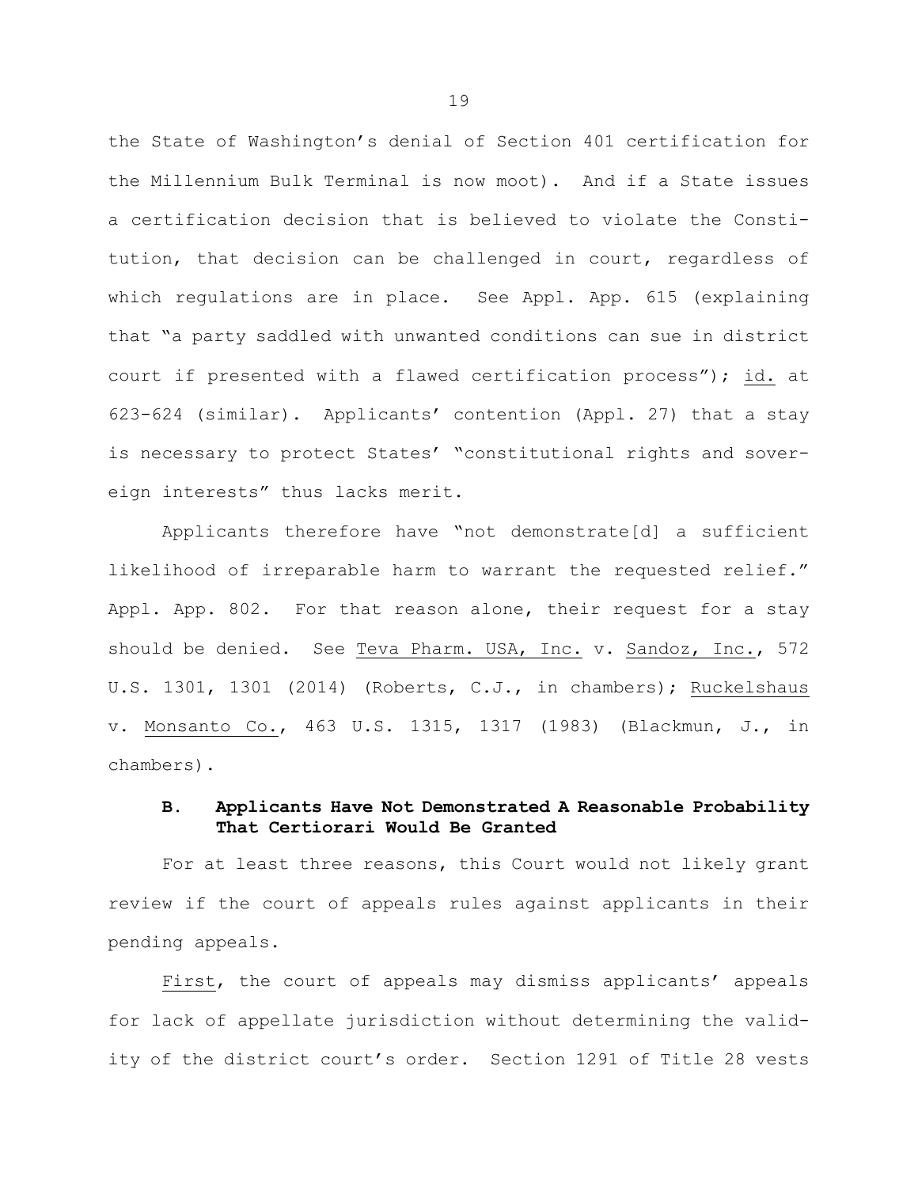the State of Washington's denial of Section 401 certification for the Millennium Bulk Terminal is now moot). And if a State issues a certification decision that is believed to violate the Constitution, that decision can be challenged in court, regardless of which regulations are in place. See Appl. App. 615 (explaining that "a party saddled with unwanted conditions can sue in district court if presented with a flawed certification process"); id. at 623-624 (similar). Applicants' contention (Appl. 27) that a stay is necessary to protect States' "constitutional rights and sovereign interests" thus lacks merit.

Applicants therefore have "not demonstrate[d] a sufficient likelihood of irreparable harm to warrant the requested relief." Appl. App. 802. For that reason alone, their request for a stay should be denied. See Teva Pharm. USA, Inc. v. Sandoz, Inc., 572 U.S. 1301, 1301 (2014) (Roberts, C.J., in chambers); Ruckelshaus v. Monsanto Co., 463 U.S. 1315, 1317 (1983) (Blackmun, J., in chambers).

### B. Applicants Have Not Demonstrated A Reasonable Probability That Certiorari Would Be Granted

For at least three reasons, this Court would not likely grant review if the court of appeals rules against applicants in their pending appeals.

First, the court of appeals may dismiss applicants' appeals for lack of appellate jurisdiction without determining the validity of the district court's order. Section 1291 of Title 28 vests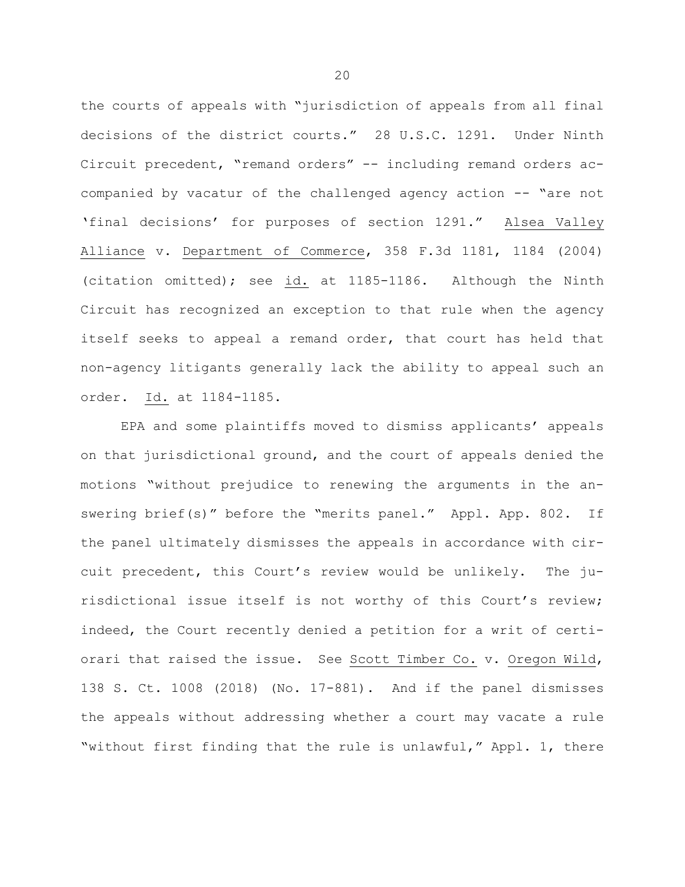the courts of appeals with "jurisdiction of appeals from all final decisions of the district courts." 28 U.S.C. 1291. Under Ninth Circuit precedent, "remand orders" -- including remand orders accompanied by vacatur of the challenged agency action -- "are not 'final decisions' for purposes of section 1291." Alsea Valley Alliance v. Department of Commerce, 358 F.3d 1181, 1184 (2004) (citation omitted); see id. at 1185-1186. Although the Ninth Circuit has recognized an exception to that rule when the agency itself seeks to appeal a remand order, that court has held that non-agency litigants generally lack the ability to appeal such an order. Id. at 1184-1185.

EPA and some plaintiffs moved to dismiss applicants' appeals on that jurisdictional ground, and the court of appeals denied the motions "without prejudice to renewing the arguments in the answering brief(s)" before the "merits panel." Appl. App. 802. If the panel ultimately dismisses the appeals in accordance with circuit precedent, this Court's review would be unlikely. The jurisdictional issue itself is not worthy of this Court's review; indeed, the Court recently denied a petition for a writ of certiorari that raised the issue. See Scott Timber Co. v. Oregon Wild, 138 S. Ct. 1008 (2018) (No. 17-881). And if the panel dismisses the appeals without addressing whether a court may vacate a rule "without first finding that the rule is unlawful," Appl. 1, there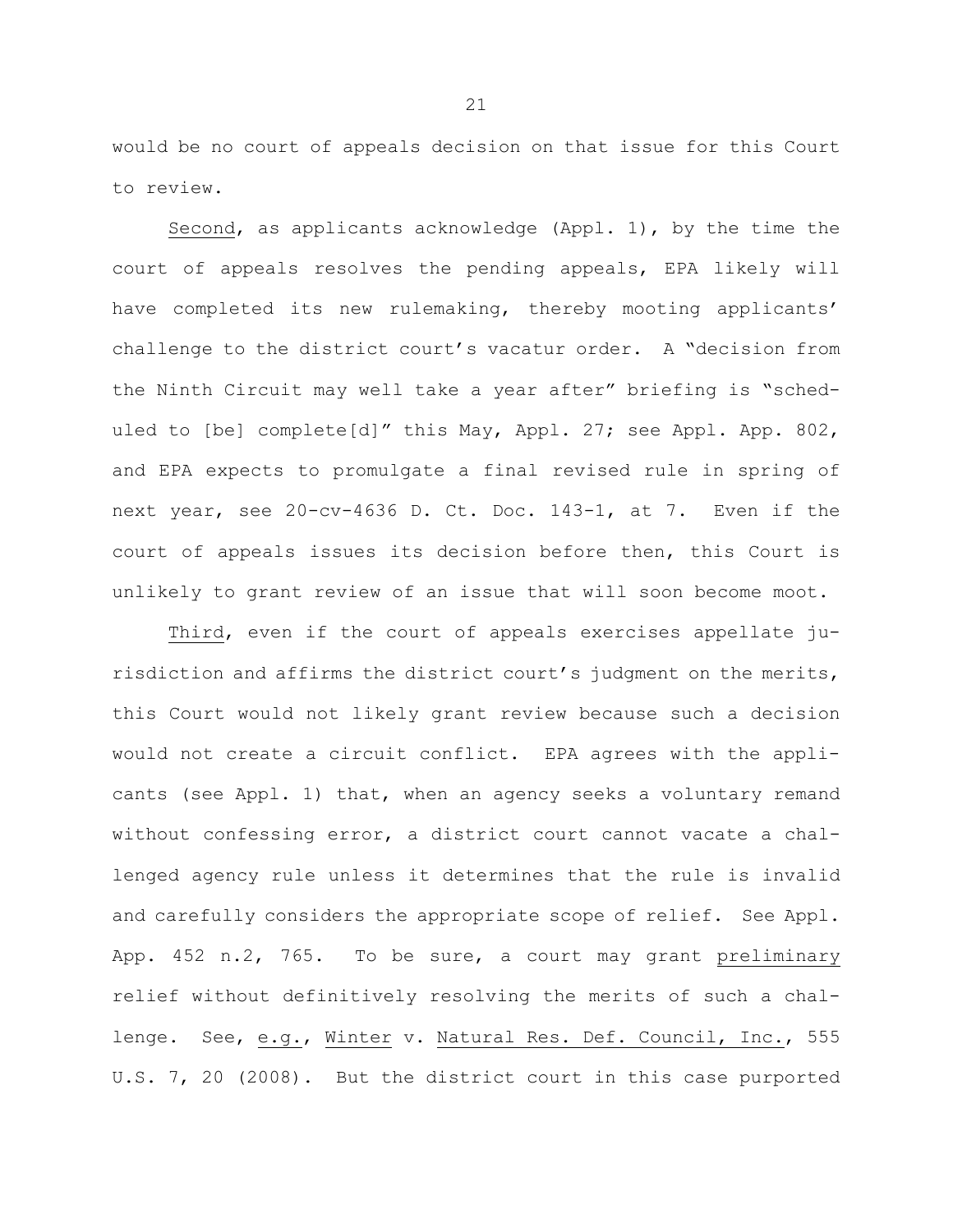would be no court of appeals decision on that issue for this Court to review.

Second, as applicants acknowledge (Appl. 1), by the time the court of appeals resolves the pending appeals, EPA likely will have completed its new rulemaking, thereby mooting applicants' challenge to the district court's vacatur order. A "decision from the Ninth Circuit may well take a year after" briefing is "scheduled to [be] complete[d]" this May, Appl. 27; see Appl. App. 802, and EPA expects to promulgate a final revised rule in spring of next year, see 20-cv-4636 D. Ct. Doc. 143-1, at 7. Even if the court of appeals issues its decision before then, this Court is unlikely to grant review of an issue that will soon become moot.

Third, even if the court of appeals exercises appellate jurisdiction and affirms the district court's judgment on the merits, this Court would not likely grant review because such a decision would not create a circuit conflict. EPA agrees with the applicants (see Appl. 1) that, when an agency seeks a voluntary remand without confessing error, a district court cannot vacate a challenged agency rule unless it determines that the rule is invalid and carefully considers the appropriate scope of relief. See Appl. App. 452 n.2, 765. To be sure, a court may grant preliminary relief without definitively resolving the merits of such a challenge. See, e.g., Winter v. Natural Res. Def. Council, Inc., 555 U.S. 7, 20 (2008). But the district court in this case purported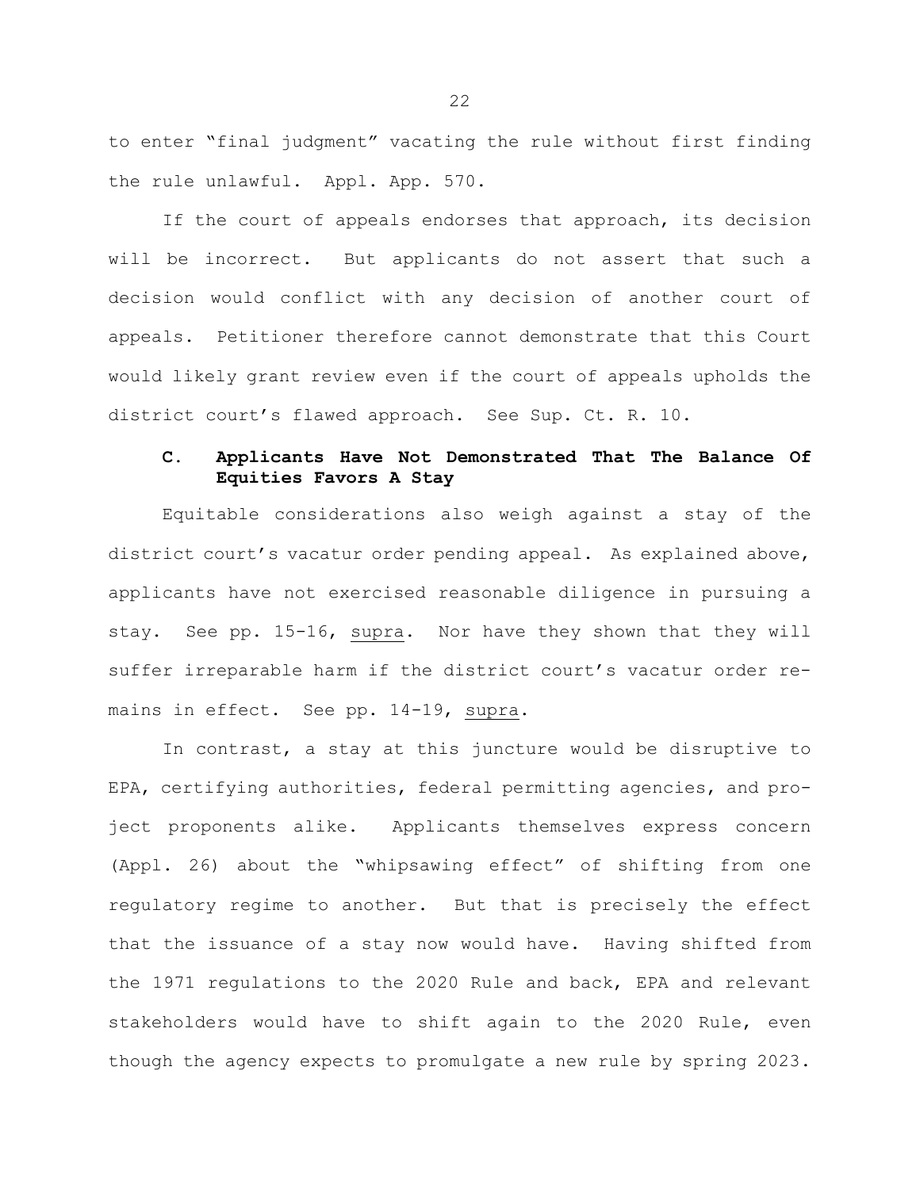to enter "final judgment" vacating the rule without first finding the rule unlawful. Appl. App. 570.

If the court of appeals endorses that approach, its decision will be incorrect. But applicants do not assert that such a decision would conflict with any decision of another court of appeals. Petitioner therefore cannot demonstrate that this Court would likely grant review even if the court of appeals upholds the district court's flawed approach. See Sup. Ct. R. 10.

### C. Applicants Have Not Demonstrated That The Balance Of Equities Favors A Stay

Equitable considerations also weigh against a stay of the district court's vacatur order pending appeal. As explained above, applicants have not exercised reasonable diligence in pursuing a stay. See pp. 15-16, supra. Nor have they shown that they will suffer irreparable harm if the district court's vacatur order remains in effect. See pp. 14-19, supra.

In contrast, a stay at this juncture would be disruptive to EPA, certifying authorities, federal permitting agencies, and project proponents alike. Applicants themselves express concern (Appl. 26) about the "whipsawing effect" of shifting from one regulatory regime to another. But that is precisely the effect that the issuance of a stay now would have. Having shifted from the 1971 regulations to the 2020 Rule and back, EPA and relevant stakeholders would have to shift again to the 2020 Rule, even though the agency expects to promulgate a new rule by spring 2023.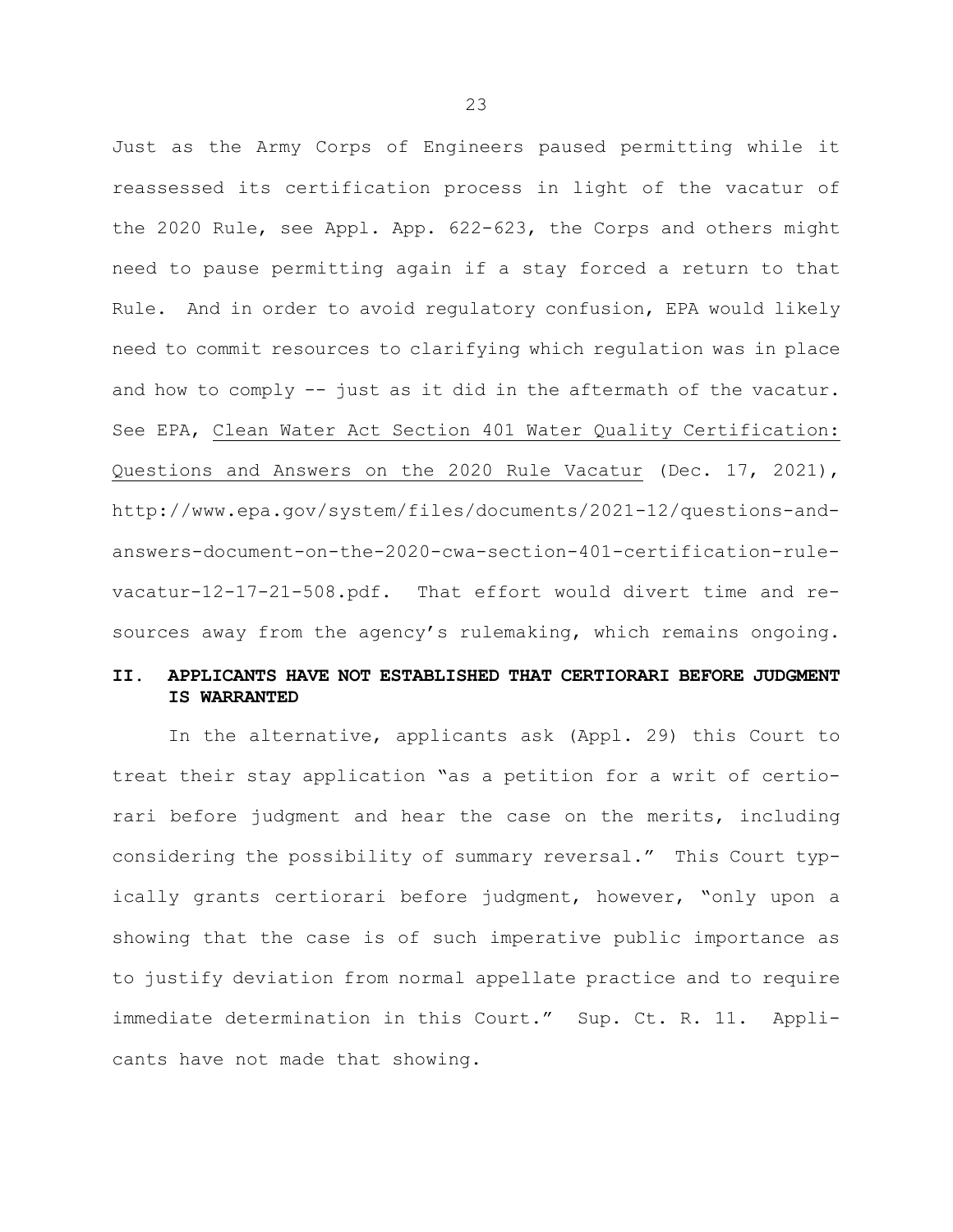Just as the Army Corps of Engineers paused permitting while it reassessed its certification process in light of the vacatur of the 2020 Rule, see Appl. App. 622-623, the Corps and others might need to pause permitting again if a stay forced a return to that Rule. And in order to avoid regulatory confusion, EPA would likely need to commit resources to clarifying which regulation was in place and how to comply -- just as it did in the aftermath of the vacatur. See EPA, Clean Water Act Section 401 Water Quality Certification: Questions and Answers on the 2020 Rule Vacatur (Dec. 17, 2021), http://www.epa.gov/system/files/documents/2021-12/questions-and-answers-document-on-the-2020-cwa-section-401-certification-rule-vacatur-12-17-21-508.pdf. That effort would divert time and resources away from the agency's rulemaking, which remains ongoing.

## II. APPLICANTS HAVE NOT ESTABLISHED THAT CERTIORARI BEFORE JUDGMENT IS WARRANTED

In the alternative, applicants ask (Appl. 29) this Court to treat their stay application "as a petition for a writ of certiorari before judgment and hear the case on the merits, including considering the possibility of summary reversal." This Court typically grants certiorari before judgment, however, "only upon a showing that the case is of such imperative public importance as to justify deviation from normal appellate practice and to require immediate determination in this Court." Sup. Ct. R. 11. Applicants have not made that showing.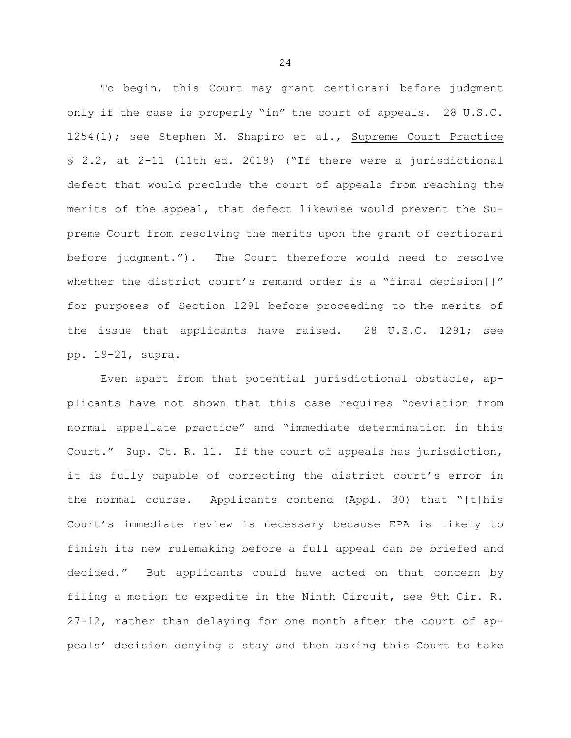To begin, this Court may grant certiorari before judgment only if the case is properly "in" the court of appeals. 28 U.S.C. 1254(1); see Stephen M. Shapiro et al., Supreme Court Practice § 2.2, at 2-11 (11th ed. 2019) ("If there were a jurisdictional defect that would preclude the court of appeals from reaching the merits of the appeal, that defect likewise would prevent the Supreme Court from resolving the merits upon the grant of certiorari before judgment."). The Court therefore would need to resolve whether the district court's remand order is a "final decision[]" for purposes of Section 1291 before proceeding to the merits of the issue that applicants have raised. 28 U.S.C. 1291; see pp. 19-21, supra.

Even apart from that potential jurisdictional obstacle, applicants have not shown that this case requires "deviation from normal appellate practice" and "immediate determination in this Court." Sup. Ct. R. 11. If the court of appeals has jurisdiction, it is fully capable of correcting the district court's error in the normal course. Applicants contend (Appl. 30) that "[t]his Court's immediate review is necessary because EPA is likely to finish its new rulemaking before a full appeal can be briefed and decided." But applicants could have acted on that concern by filing a motion to expedite in the Ninth Circuit, see 9th Cir. R. 27-12, rather than delaying for one month after the court of appeals' decision denying a stay and then asking this Court to take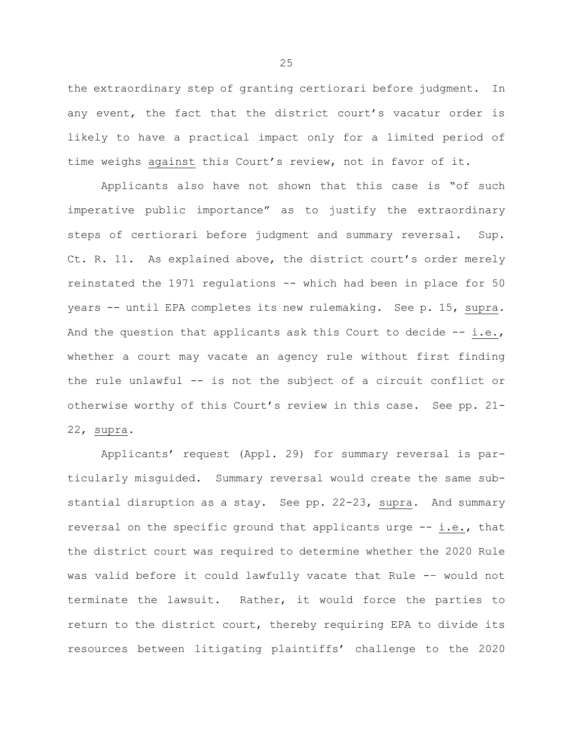the extraordinary step of granting certiorari before judgment. In any event, the fact that the district court's vacatur order is likely to have a practical impact only for a limited period of time weighs <u>against</u> this Court's review, not in favor of it.

Applicants also have not shown that this case is "of such imperative public importance" as to justify the extraordinary steps of certiorari before judgment and summary reversal. Sup. Ct. R. 11. As explained above, the district court's order merely reinstated the 1971 regulations -- which had been in place for 50 years -- until EPA completes its new rulemaking. See p. 15, <u>supra</u>. And the question that applicants ask this Court to decide -- <u>i.e.</u>, whether a court may vacate an agency rule without first finding the rule unlawful -- is not the subject of a circuit conflict or otherwise worthy of this Court's review in this case. See pp. 21-22, <u>supra</u>.

Applicants' request (Appl. 29) for summary reversal is particularly misguided. Summary reversal would create the same substantial disruption as a stay. See pp. 22-23, <u>supra</u>. And summary reversal on the specific ground that applicants urge -- <u>i.e.</u>, that the district court was required to determine whether the 2020 Rule was valid before it could lawfully vacate that Rule -- would not terminate the lawsuit. Rather, it would force the parties to return to the district court, thereby requiring EPA to divide its resources between litigating plaintiffs' challenge to the 2020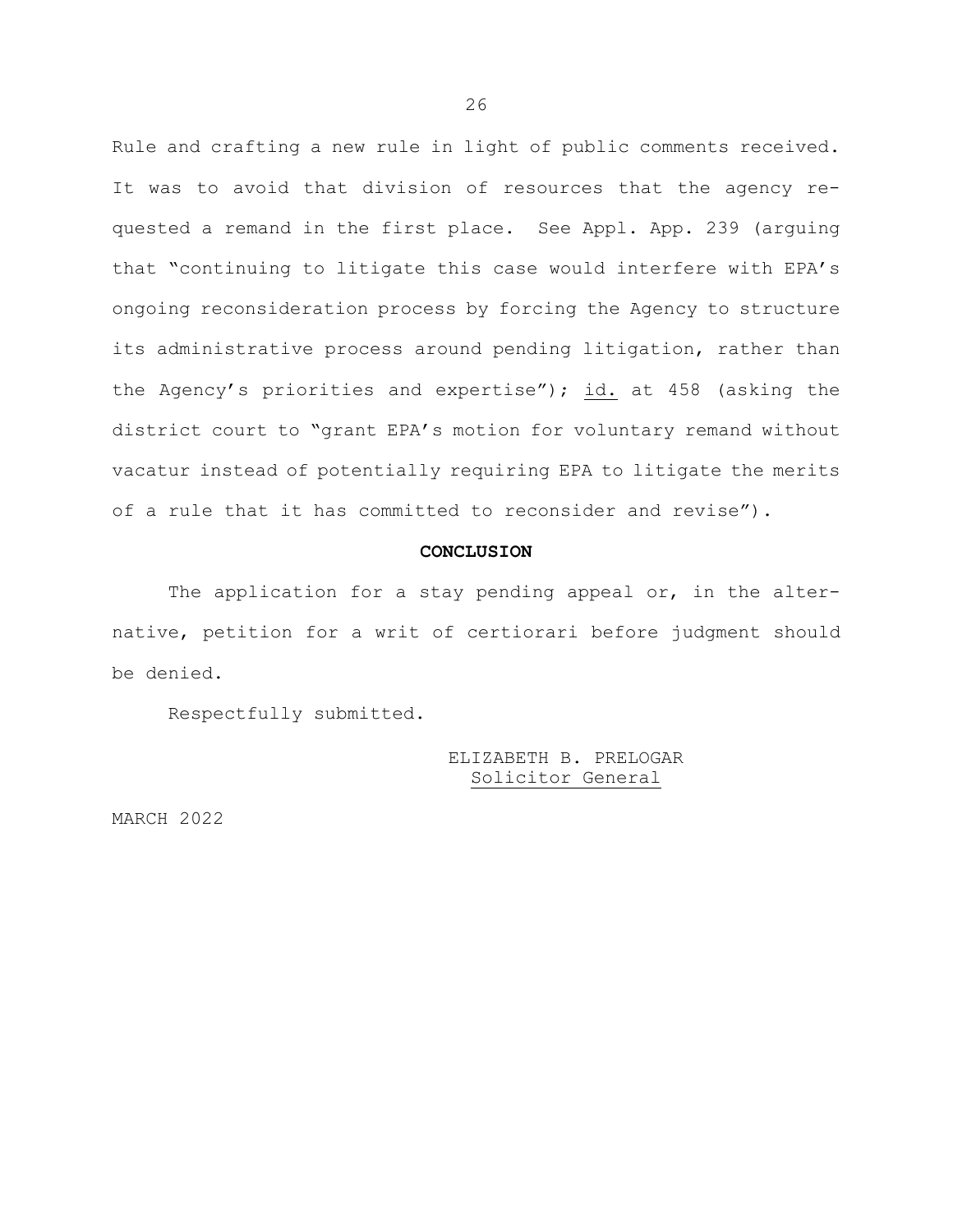Rule and crafting a new rule in light of public comments received. It was to avoid that division of resources that the agency requested a remand in the first place. See Appl. App. 239 (arguing that "continuing to litigate this case would interfere with EPA's ongoing reconsideration process by forcing the Agency to structure its administrative process around pending litigation, rather than the Agency's priorities and expertise"); id. at 458 (asking the district court to "grant EPA's motion for voluntary remand without vacatur instead of potentially requiring EPA to litigate the merits of a rule that it has committed to reconsider and revise").

**CONCLUSION**

The application for a stay pending appeal or, in the alternative, petition for a writ of certiorari before judgment should be denied.

Respectfully submitted.

ELIZABETH B. PRELOGAR
Solicitor General

MARCH 2022